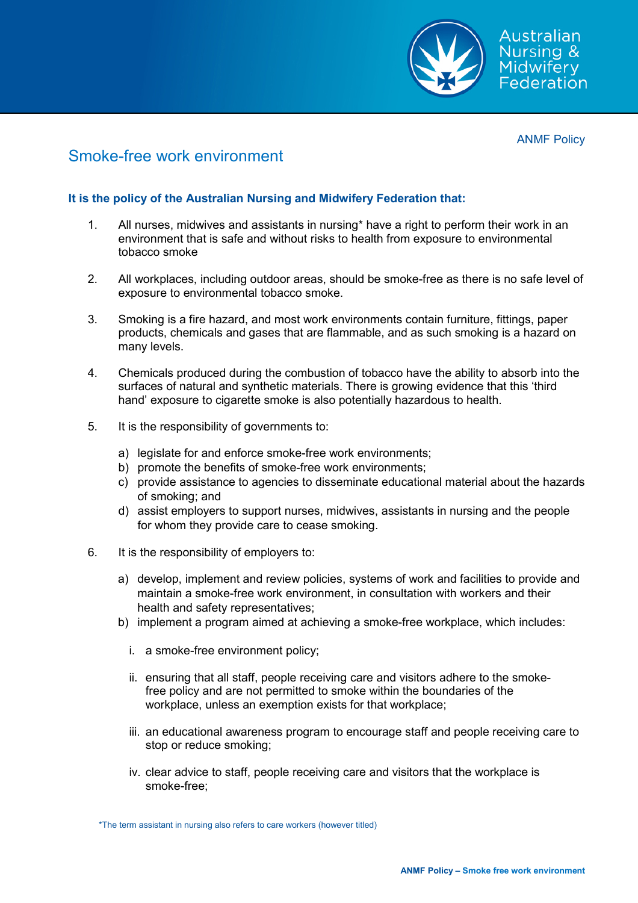ANMF Policy

# Smoke-free work environment

**It is the policy of the Australian Nursing and Midwifery Federation that:**

1. All nurses, midwives and assistants in nursing* have a right to perform their work in an environment that is safe and without risks to health from exposure to environmental tobacco smoke

2. All workplaces, including outdoor areas, should be smoke-free as there is no safe level of exposure to environmental tobacco smoke.

3. Smoking is a fire hazard, and most work environments contain furniture, fittings, paper products, chemicals and gases that are flammable, and as such smoking is a hazard on many levels.

4. Chemicals produced during the combustion of tobacco have the ability to absorb into the surfaces of natural and synthetic materials. There is growing evidence that this 'third hand' exposure to cigarette smoke is also potentially hazardous to health.

5. It is the responsibility of governments to:

   a) legislate for and enforce smoke-free work environments;
   b) promote the benefits of smoke-free work environments;
   c) provide assistance to agencies to disseminate educational material about the hazards of smoking; and
   d) assist employers to support nurses, midwives, assistants in nursing and the people for whom they provide care to cease smoking.

6. It is the responsibility of employers to:

   a) develop, implement and review policies, systems of work and facilities to provide and maintain a smoke-free work environment, in consultation with workers and their health and safety representatives;
   b) implement a program aimed at achieving a smoke-free workplace, which includes:

      i. a smoke-free environment policy;

      ii. ensuring that all staff, people receiving care and visitors adhere to the smoke-free policy and are not permitted to smoke within the boundaries of the workplace, unless an exemption exists for that workplace;

      iii. an educational awareness program to encourage staff and people receiving care to stop or reduce smoking;

      iv. clear advice to staff, people receiving care and visitors that the workplace is smoke-free;

*The term assistant in nursing also refers to care workers (however titled)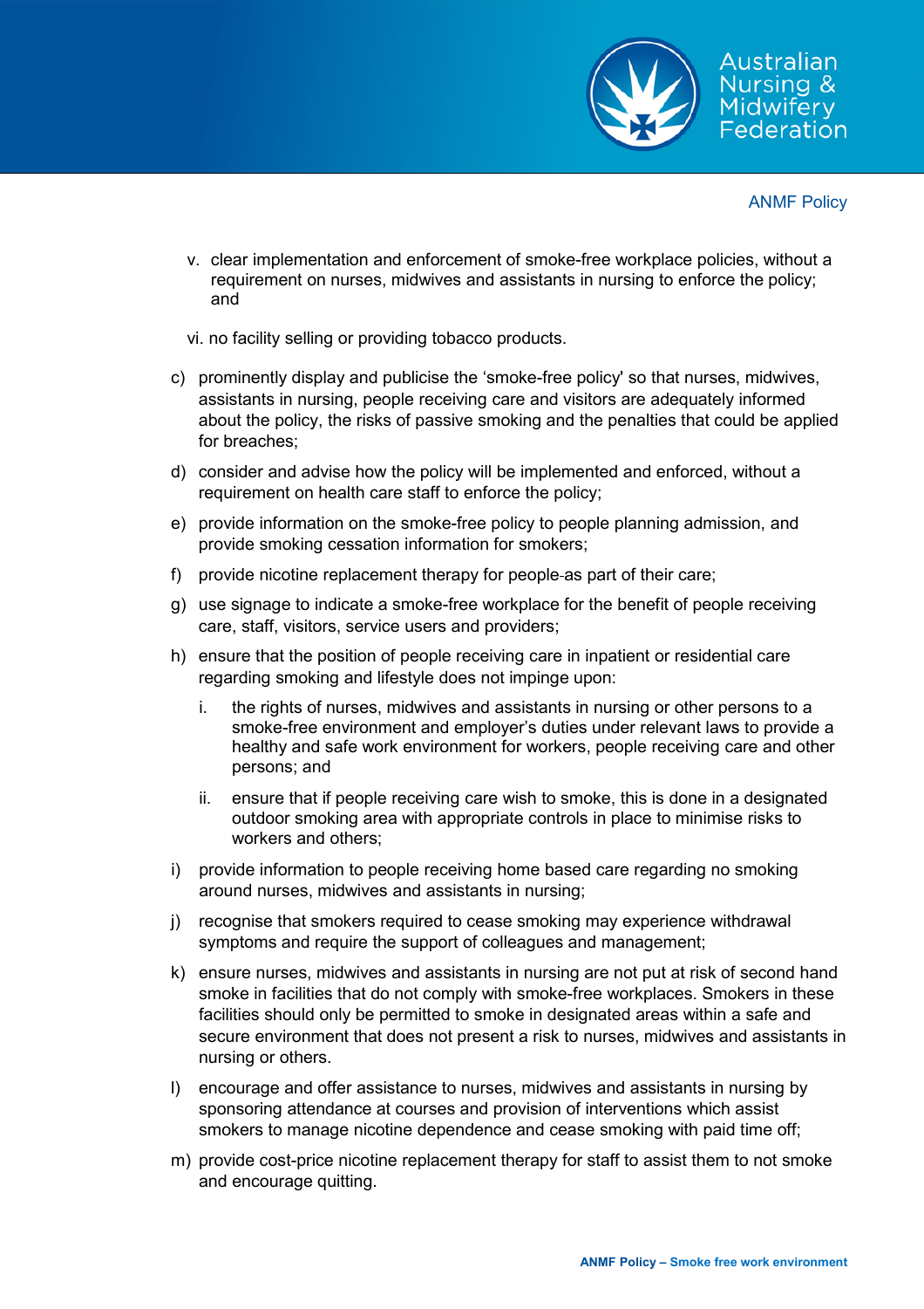v. clear implementation and enforcement of smoke-free workplace policies, without a requirement on nurses, midwives and assistants in nursing to enforce the policy; and

   vi. no facility selling or providing tobacco products.

c) prominently display and publicise the 'smoke-free policy' so that nurses, midwives, assistants in nursing, people receiving care and visitors are adequately informed about the policy, the risks of passive smoking and the penalties that could be applied for breaches;

d) consider and advise how the policy will be implemented and enforced, without a requirement on health care staff to enforce the policy;

e) provide information on the smoke-free policy to people planning admission, and provide smoking cessation information for smokers;

f) provide nicotine replacement therapy for people as part of their care;

g) use signage to indicate a smoke-free workplace for the benefit of people receiving care, staff, visitors, service users and providers;

h) ensure that the position of people receiving care in inpatient or residential care regarding smoking and lifestyle does not impinge upon:

   i. the rights of nurses, midwives and assistants in nursing or other persons to a smoke-free environment and employer's duties under relevant laws to provide a healthy and safe work environment for workers, people receiving care and other persons; and

   ii. ensure that if people receiving care wish to smoke, this is done in a designated outdoor smoking area with appropriate controls in place to minimise risks to workers and others;

i) provide information to people receiving home based care regarding no smoking around nurses, midwives and assistants in nursing;

j) recognise that smokers required to cease smoking may experience withdrawal symptoms and require the support of colleagues and management;

k) ensure nurses, midwives and assistants in nursing are not put at risk of second hand smoke in facilities that do not comply with smoke-free workplaces. Smokers in these facilities should only be permitted to smoke in designated areas within a safe and secure environment that does not present a risk to nurses, midwives and assistants in nursing or others.

l) encourage and offer assistance to nurses, midwives and assistants in nursing by sponsoring attendance at courses and provision of interventions which assist smokers to manage nicotine dependence and cease smoking with paid time off;

m) provide cost-price nicotine replacement therapy for staff to assist them to not smoke and encourage quitting.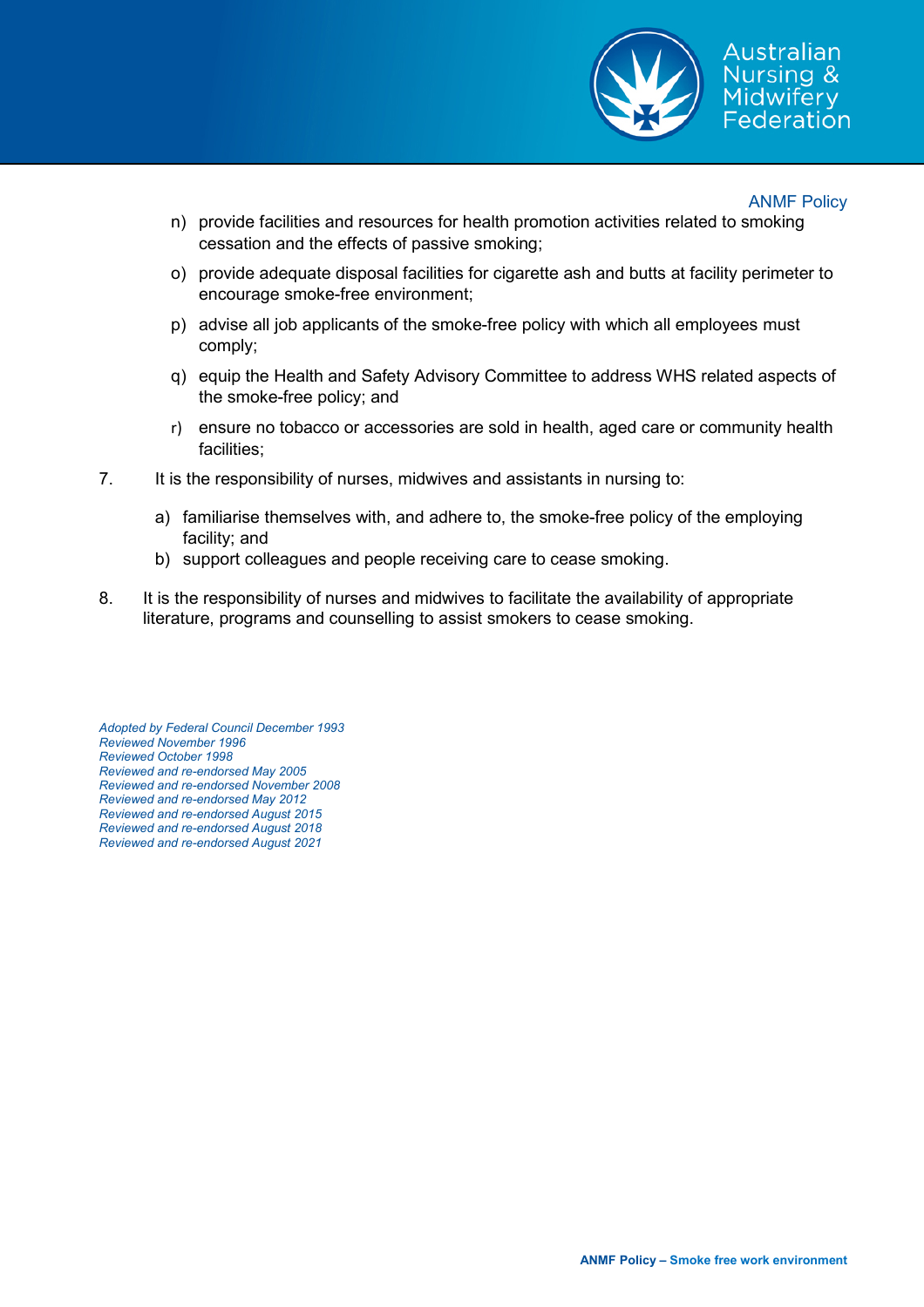n) provide facilities and resources for health promotion activities related to smoking cessation and the effects of passive smoking;

o) provide adequate disposal facilities for cigarette ash and butts at facility perimeter to encourage smoke-free environment;

p) advise all job applicants of the smoke-free policy with which all employees must comply;

q) equip the Health and Safety Advisory Committee to address WHS related aspects of the smoke-free policy; and

r) ensure no tobacco or accessories are sold in health, aged care or community health facilities;

7. It is the responsibility of nurses, midwives and assistants in nursing to:

   a) familiarise themselves with, and adhere to, the smoke-free policy of the employing facility; and
   b) support colleagues and people receiving care to cease smoking.

8. It is the responsibility of nurses and midwives to facilitate the availability of appropriate literature, programs and counselling to assist smokers to cease smoking.

*Adopted by Federal Council December 1993*
*Reviewed November 1996*
*Reviewed October 1998*
*Reviewed and re-endorsed May 2005*
*Reviewed and re-endorsed November 2008*
*Reviewed and re-endorsed May 2012*
*Reviewed and re-endorsed August 2015*
*Reviewed and re-endorsed August 2018*
*Reviewed and re-endorsed August 2021*